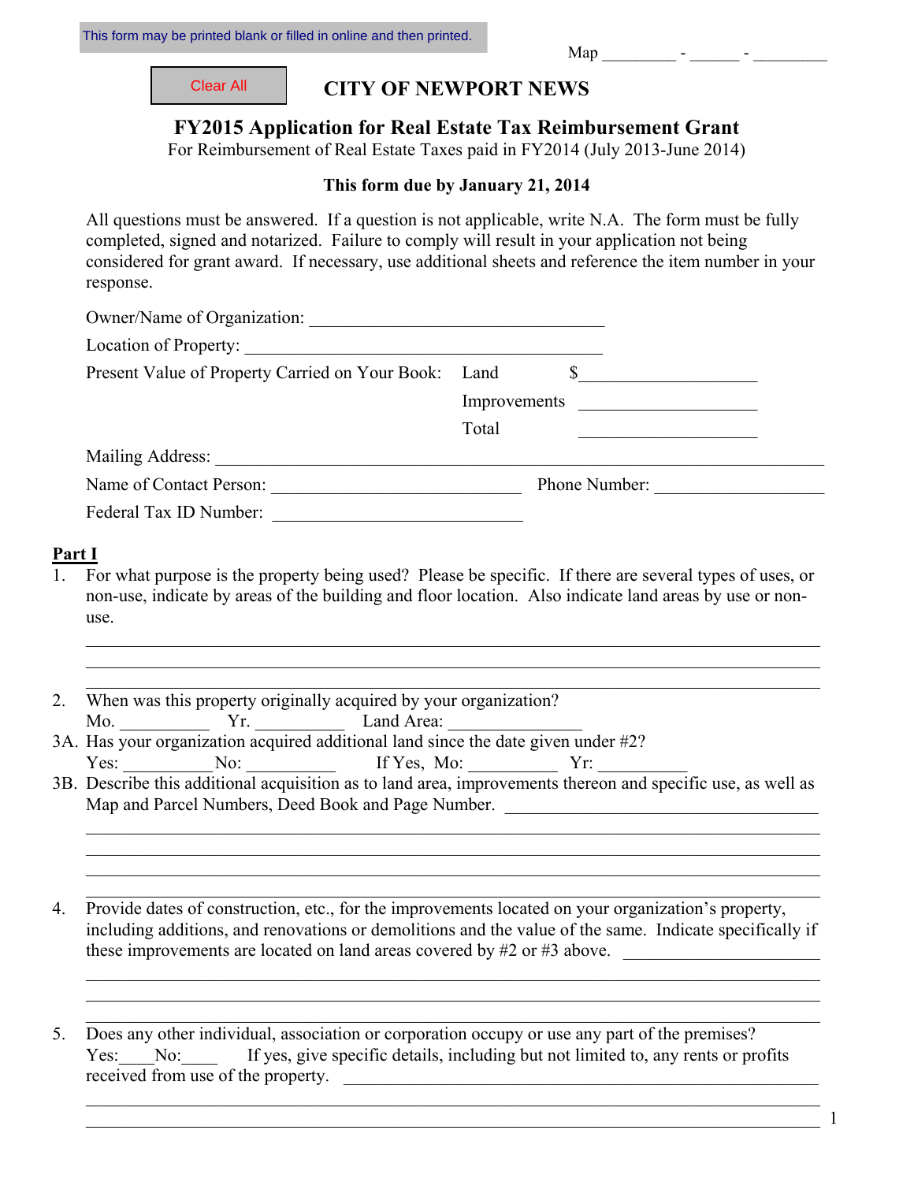This form may be printed blank or filled in online and then printed.

Map _________ - ______ - _________

Clear All

# CITY OF NEWPORT NEWS

## FY2015 Application for Real Estate Tax Reimbursement Grant

For Reimbursement of Real Estate Taxes paid in FY2014 (July 2013-June 2014)

**This form due by January 21, 2014**

All questions must be answered. If a question is not applicable, write N.A. The form must be fully completed, signed and notarized. Failure to comply will result in your application not being considered for grant award. If necessary, use additional sheets and reference the item number in your response.

Owner/Name of Organization: ________________________________

Location of Property: ________________________________________

Present Value of Property Carried on Your Book: Land $____________________

Improvements ____________________

Total ____________________

Mailing Address: ____________________________________________________________

Name of Contact Person: ____________________________ Phone Number: ___________________

Federal Tax ID Number: ____________________________

## Part I

1. For what purpose is the property being used? Please be specific. If there are several types of uses, or non-use, indicate by areas of the building and floor location. Also indicate land areas by use or non-use.

_____________________________________________________________________________

_____________________________________________________________________________

_____________________________________________________________________________

2. When was this property originally acquired by your organization?
Mo. __________ Yr. __________ Land Area: _______________

3A. Has your organization acquired additional land since the date given under #2?
Yes: __________ No: __________ If Yes, Mo: __________ Yr: __________

3B. Describe this additional acquisition as to land area, improvements thereon and specific use, as well as Map and Parcel Numbers, Deed Book and Page Number. ___________________________________

_____________________________________________________________________________

_____________________________________________________________________________

_____________________________________________________________________________

_____________________________________________________________________________

4. Provide dates of construction, etc., for the improvements located on your organization's property, including additions, and renovations or demolitions and the value of the same. Indicate specifically if these improvements are located on land areas covered by #2 or #3 above. ______________________

_____________________________________________________________________________

_____________________________________________________________________________

_____________________________________________________________________________

5. Does any other individual, association or corporation occupy or use any part of the premises?
Yes:____No:____ If yes, give specific details, including but not limited to, any rents or profits received from use of the property. ___________________________________________________

_____________________________________________________________________________

_____________________________________________________________________________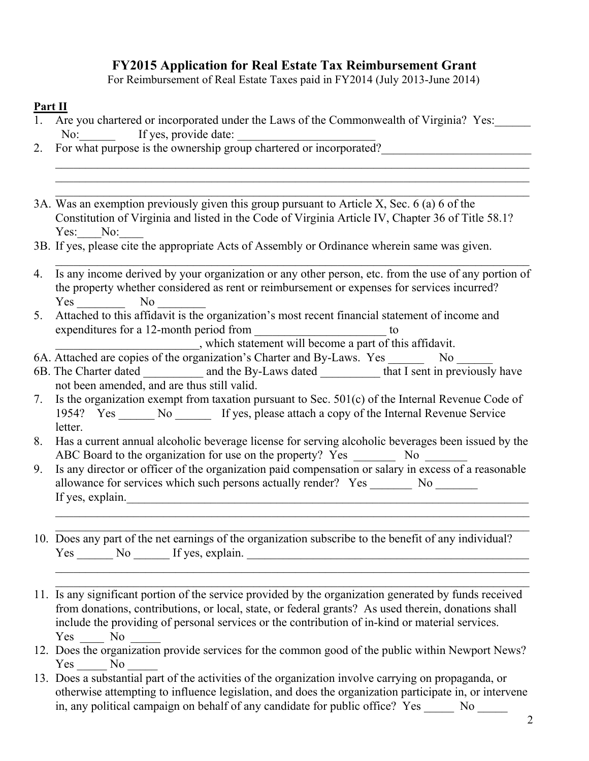# FY2015 Application for Real Estate Tax Reimbursement Grant

For Reimbursement of Real Estate Taxes paid in FY2014 (July 2013-June 2014)

**Part II**

1. Are you chartered or incorporated under the Laws of the Commonwealth of Virginia? Yes:______ No:______ If yes, provide date: _______________________
2. For what purpose is the ownership group chartered or incorporated?_________________________
   _______________________________________________________________________________
   _______________________________________________________________________________
   _______________________________________________________________________________

3A. Was an exemption previously given this group pursuant to Article X, Sec. 6 (a) 6 of the Constitution of Virginia and listed in the Code of Virginia Article IV, Chapter 36 of Title 58.1? Yes:____No:____

3B. If yes, please cite the appropriate Acts of Assembly or Ordinance wherein same was given.
   _______________________________________________________________________________

4. Is any income derived by your organization or any other person, etc. from the use of any portion of the property whether considered as rent or reimbursement or expenses for services incurred? Yes ________ No ________
5. Attached to this affidavit is the organization's most recent financial statement of income and expenditures for a 12-month period from ______________________ to ________________________, which statement will become a part of this affidavit.

6A. Attached are copies of the organization's Charter and By-Laws. Yes ______ No ______

6B. The Charter dated __________ and the By-Laws dated __________ that I sent in previously have not been amended, and are thus still valid.

7. Is the organization exempt from taxation pursuant to Sec. 501(c) of the Internal Revenue Code of 1954? Yes ______ No ______ If yes, please attach a copy of the Internal Revenue Service letter.
8. Has a current annual alcoholic beverage license for serving alcoholic beverages been issued by the ABC Board to the organization for use on the property? Yes _______ No _______
9. Is any director or officer of the organization paid compensation or salary in excess of a reasonable allowance for services which such persons actually render? Yes _______ No _______
   If yes, explain.________________________________________________________________________
   _______________________________________________________________________________
   _______________________________________________________________________________
10. Does any part of the net earnings of the organization subscribe to the benefit of any individual? Yes ______ No ______ If yes, explain. _________________________________________________
    _______________________________________________________________________________
    _______________________________________________________________________________
11. Is any significant portion of the service provided by the organization generated by funds received from donations, contributions, or local, state, or federal grants? As used therein, donations shall include the providing of personal services or the contribution of in-kind or material services. Yes ____ No _____
12. Does the organization provide services for the common good of the public within Newport News? Yes _____ No _____
13. Does a substantial part of the activities of the organization involve carrying on propaganda, or otherwise attempting to influence legislation, and does the organization participate in, or intervene in, any political campaign on behalf of any candidate for public office? Yes _____ No _____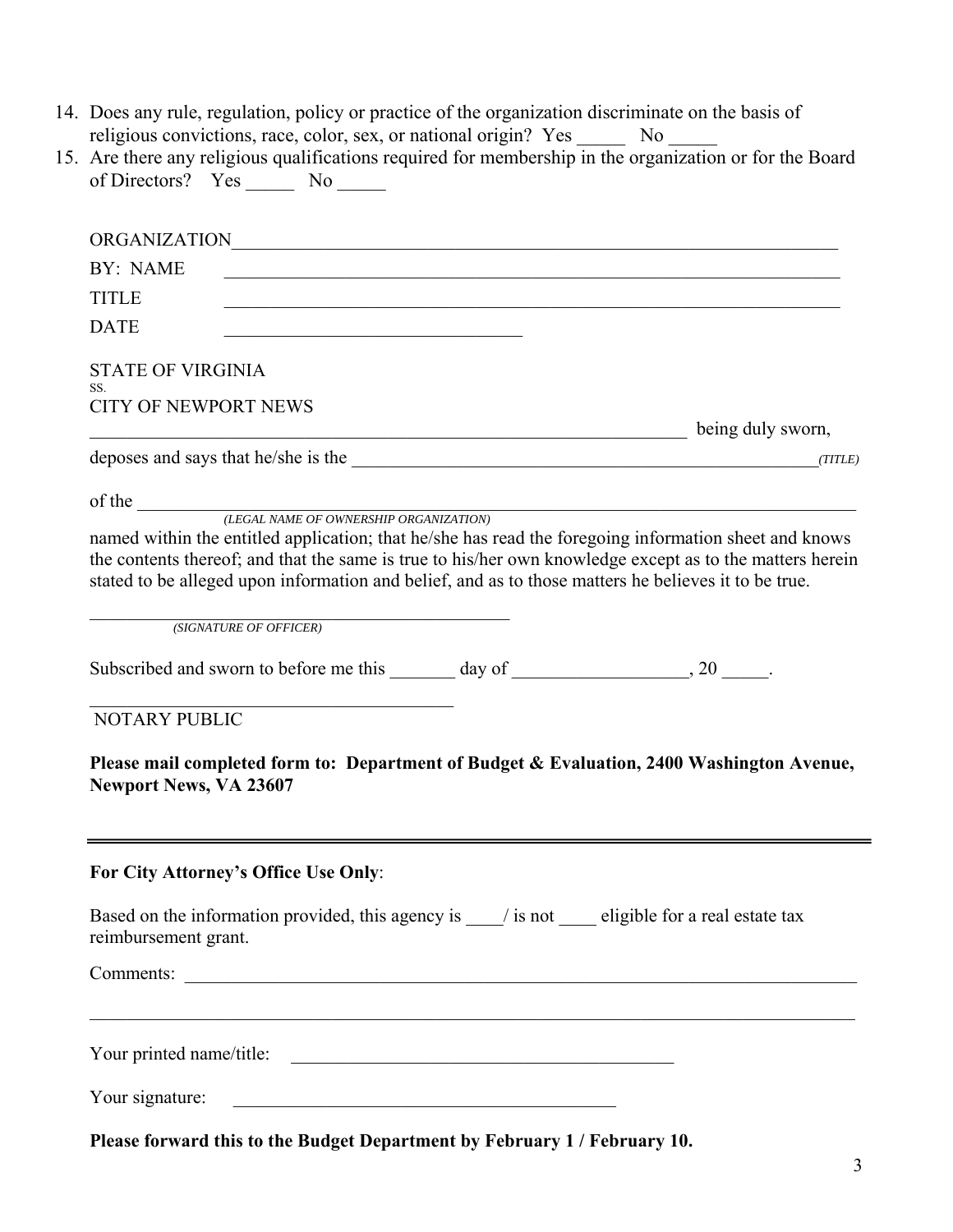14. Does any rule, regulation, policy or practice of the organization discriminate on the basis of religious convictions, race, color, sex, or national origin? Yes _____ No _____
15. Are there any religious qualifications required for membership in the organization or for the Board of Directors? Yes _____ No _____

ORGANIZATION____________________________________________________________________

BY: NAME ____________________________________________________________________

TITLE ____________________________________________________________________

DATE ________________________________

STATE OF VIRGINIA
SS.
CITY OF NEWPORT NEWS

_________________________________________________________________ being duly sworn,

deposes and says that he/she is the ________________________________________________*(TITLE)*

of the ___________________________________________________________________________
*(LEGAL NAME OF OWNERSHIP ORGANIZATION)*

named within the entitled application; that he/she has read the foregoing information sheet and knows the contents thereof; and that the same is true to his/her own knowledge except as to the matters herein stated to be alleged upon information and belief, and as to those matters he believes it to be true.

______________________________________________
*(SIGNATURE OF OFFICER)*

Subscribed and sworn to before me this _______ day of __________________, 20 _____.

________________________________________
NOTARY PUBLIC

**Please mail completed form to: Department of Budget & Evaluation, 2400 Washington Avenue, Newport News, VA 23607**

---

**For City Attorney's Office Use Only**:

Based on the information provided, this agency is ____/ is not ____ eligible for a real estate tax reimbursement grant.

Comments: ________________________________________________________________________

_______________________________________________________________________________

Your printed name/title: __________________________________________

Your signature: __________________________________________

**Please forward this to the Budget Department by February 1 / February 10.**